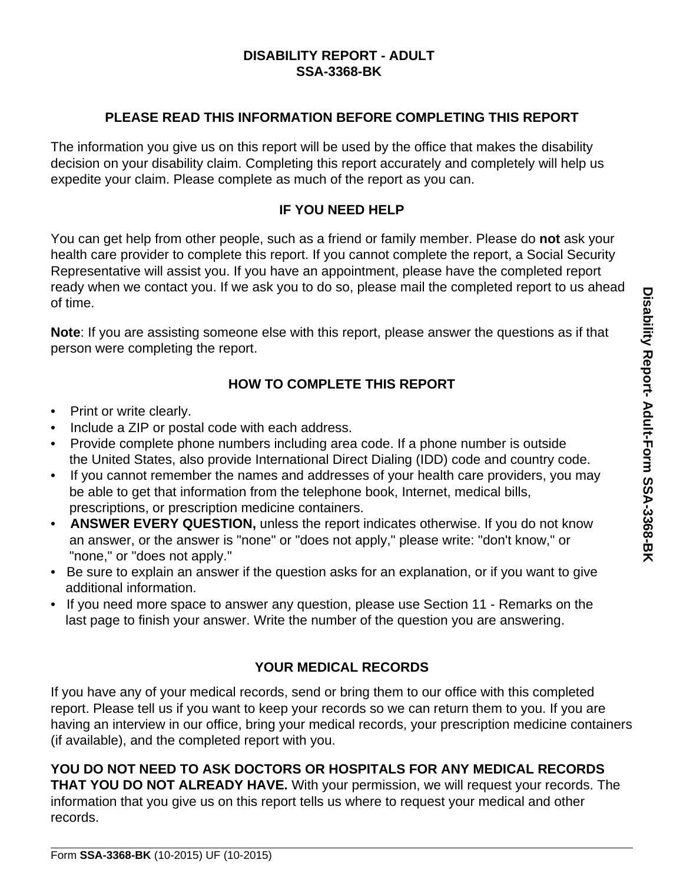# DISABILITY REPORT - ADULT
# SSA-3368-BK

## PLEASE READ THIS INFORMATION BEFORE COMPLETING THIS REPORT

The information you give us on this report will be used by the office that makes the disability decision on your disability claim. Completing this report accurately and completely will help us expedite your claim. Please complete as much of the report as you can.

## IF YOU NEED HELP

You can get help from other people, such as a friend or family member. Please do **not** ask your health care provider to complete this report. If you cannot complete the report, a Social Security Representative will assist you. If you have an appointment, please have the completed report ready when we contact you. If we ask you to do so, please mail the completed report to us ahead of time.

**Note**: If you are assisting someone else with this report, please answer the questions as if that person were completing the report.

## HOW TO COMPLETE THIS REPORT

- Print or write clearly.
- Include a ZIP or postal code with each address.
- Provide complete phone numbers including area code. If a phone number is outside the United States, also provide International Direct Dialing (IDD) code and country code.
- If you cannot remember the names and addresses of your health care providers, you may be able to get that information from the telephone book, Internet, medical bills, prescriptions, or prescription medicine containers.
- **ANSWER EVERY QUESTION,** unless the report indicates otherwise. If you do not know an answer, or the answer is "none" or "does not apply," please write: "don't know," or "none," or "does not apply."
- Be sure to explain an answer if the question asks for an explanation, or if you want to give additional information.
- If you need more space to answer any question, please use Section 11 - Remarks on the last page to finish your answer. Write the number of the question you are answering.

## YOUR MEDICAL RECORDS

If you have any of your medical records, send or bring them to our office with this completed report. Please tell us if you want to keep your records so we can return them to you. If you are having an interview in our office, bring your medical records, your prescription medicine containers (if available), and the completed report with you.

**YOU DO NOT NEED TO ASK DOCTORS OR HOSPITALS FOR ANY MEDICAL RECORDS THAT YOU DO NOT ALREADY HAVE.** With your permission, we will request your records. The information that you give us on this report tells us where to request your medical and other records.

Form **SSA-3368-BK** (10-2015) UF (10-2015)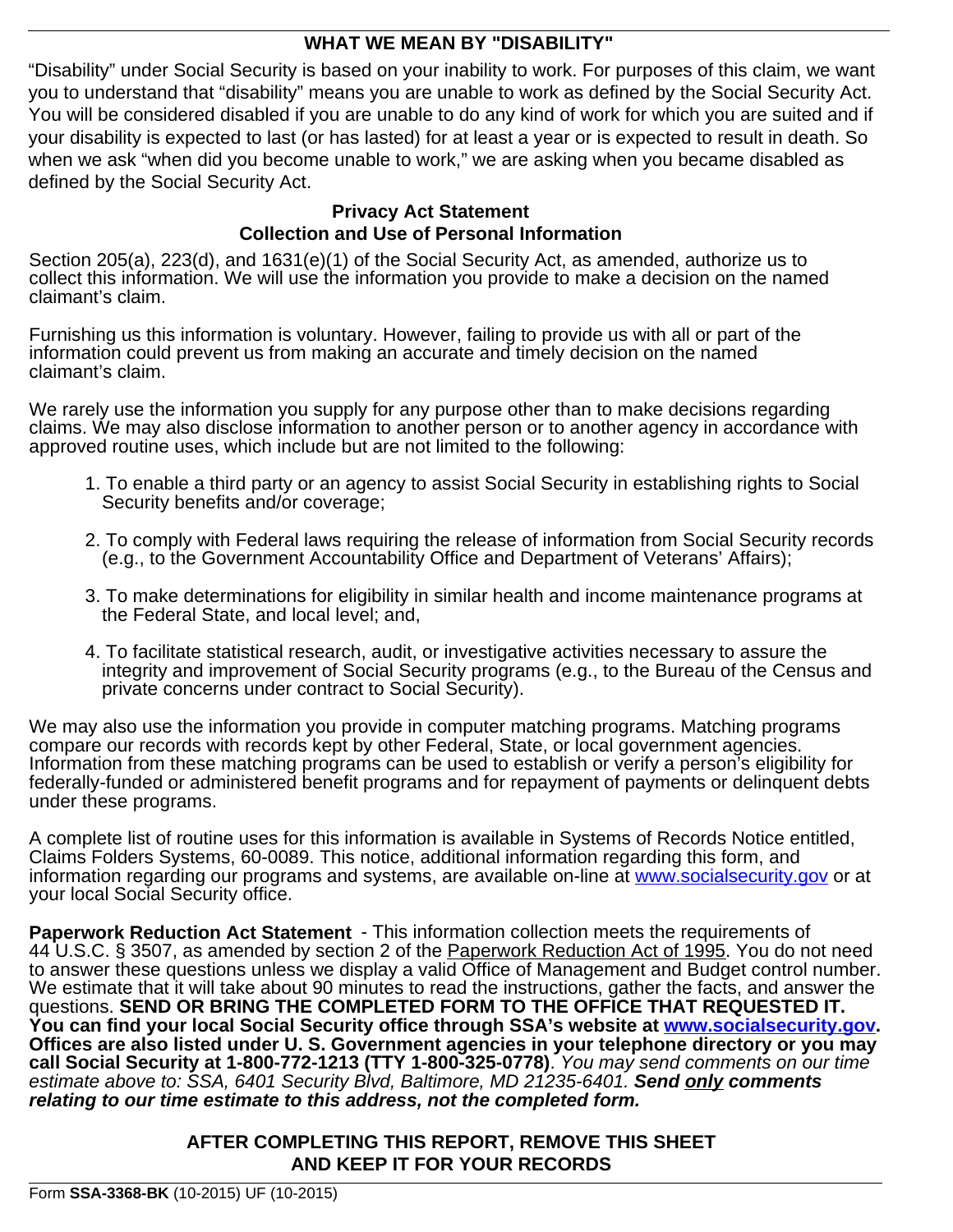## WHAT WE MEAN BY "DISABILITY"

"Disability" under Social Security is based on your inability to work. For purposes of this claim, we want you to understand that "disability" means you are unable to work as defined by the Social Security Act. You will be considered disabled if you are unable to do any kind of work for which you are suited and if your disability is expected to last (or has lasted) for at least a year or is expected to result in death. So when we ask "when did you become unable to work," we are asking when you became disabled as defined by the Social Security Act.

### Privacy Act Statement
### Collection and Use of Personal Information

Section 205(a), 223(d), and 1631(e)(1) of the Social Security Act, as amended, authorize us to collect this information. We will use the information you provide to make a decision on the named claimant's claim.

Furnishing us this information is voluntary. However, failing to provide us with all or part of the information could prevent us from making an accurate and timely decision on the named claimant's claim.

We rarely use the information you supply for any purpose other than to make decisions regarding claims. We may also disclose information to another person or to another agency in accordance with approved routine uses, which include but are not limited to the following:

1. To enable a third party or an agency to assist Social Security in establishing rights to Social Security benefits and/or coverage;

2. To comply with Federal laws requiring the release of information from Social Security records (e.g., to the Government Accountability Office and Department of Veterans' Affairs);

3. To make determinations for eligibility in similar health and income maintenance programs at the Federal State, and local level; and,

4. To facilitate statistical research, audit, or investigative activities necessary to assure the integrity and improvement of Social Security programs (e.g., to the Bureau of the Census and private concerns under contract to Social Security).

We may also use the information you provide in computer matching programs. Matching programs compare our records with records kept by other Federal, State, or local government agencies. Information from these matching programs can be used to establish or verify a person's eligibility for federally-funded or administered benefit programs and for repayment of payments or delinquent debts under these programs.

A complete list of routine uses for this information is available in Systems of Records Notice entitled, Claims Folders Systems, 60-0089. This notice, additional information regarding this form, and information regarding our programs and systems, are available on-line at www.socialsecurity.gov or at your local Social Security office.

**Paperwork Reduction Act Statement** - This information collection meets the requirements of 44 U.S.C. § 3507, as amended by section 2 of the Paperwork Reduction Act of 1995. You do not need to answer these questions unless we display a valid Office of Management and Budget control number. We estimate that it will take about 90 minutes to read the instructions, gather the facts, and answer the questions. **SEND OR BRING THE COMPLETED FORM TO THE OFFICE THAT REQUESTED IT. You can find your local Social Security office through SSA's website at www.socialsecurity.gov. Offices are also listed under U. S. Government agencies in your telephone directory or you may call Social Security at 1-800-772-1213 (TTY 1-800-325-0778)**. *You may send comments on our time estimate above to: SSA, 6401 Security Blvd, Baltimore, MD 21235-6401.* ***Send only comments relating to our time estimate to this address, not the completed form.***

**AFTER COMPLETING THIS REPORT, REMOVE THIS SHEET AND KEEP IT FOR YOUR RECORDS**

Form **SSA-3368-BK** (10-2015) UF (10-2015)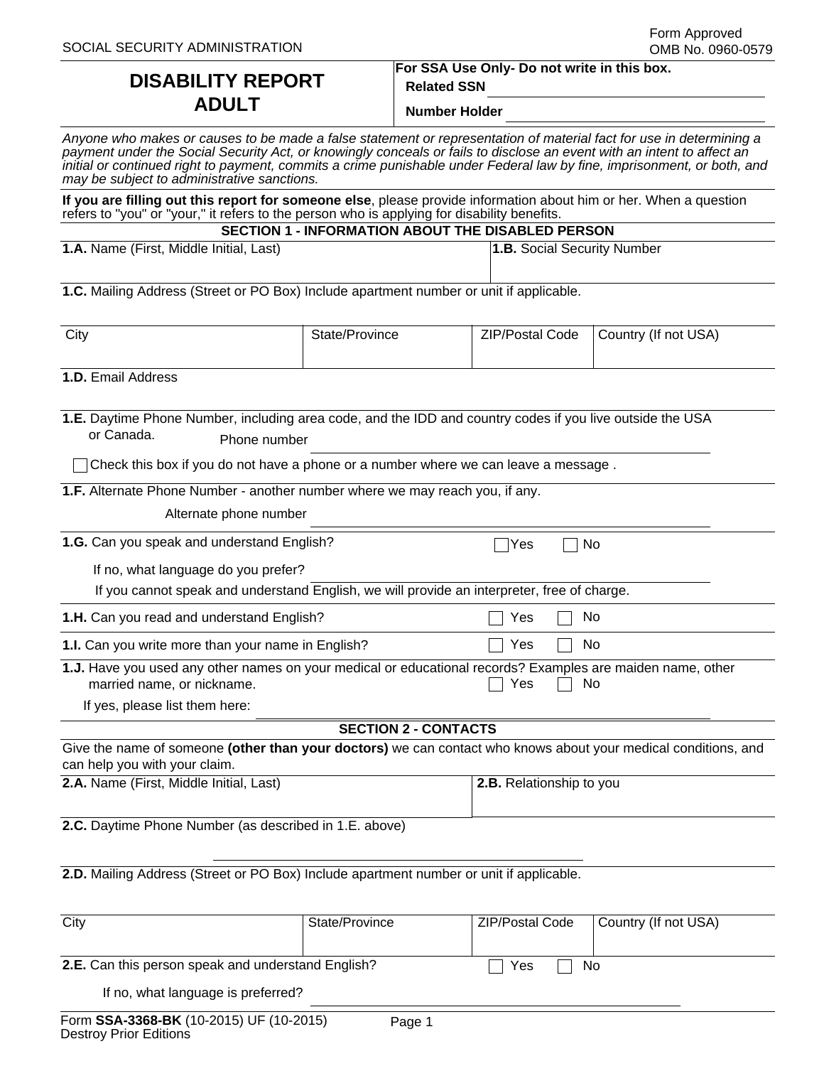SOCIAL SECURITY ADMINISTRATION

Form Approved
OMB No. 0960-0579

# DISABILITY REPORT ADULT

**For SSA Use Only- Do not write in this box.**

**Related SSN** ______________________

**Number Holder** ______________________

*Anyone who makes or causes to be made a false statement or representation of material fact for use in determining a payment under the Social Security Act, or knowingly conceals or fails to disclose an event with an intent to affect an initial or continued right to payment, commits a crime punishable under Federal law by fine, imprisonment, or both, and may be subject to administrative sanctions.*

**If you are filling out this report for someone else**, please provide information about him or her. When a question refers to "you" or "your," it refers to the person who is applying for disability benefits.

## SECTION 1 - INFORMATION ABOUT THE DISABLED PERSON

| **1.A.** Name (First, Middle Initial, Last) | **1.B.** Social Security Number |
|---|---|
| | |

**1.C.** Mailing Address (Street or PO Box) Include apartment number or unit if applicable.

| City | State/Province | ZIP/Postal Code | Country (If not USA) |
|---|---|---|---|
| | | | |

**1.D.** Email Address

**1.E.** Daytime Phone Number, including area code, and the IDD and country codes if you live outside the USA or Canada.

Phone number ______________________

☐ Check this box if you do not have a phone or a number where we can leave a message .

**1.F.** Alternate Phone Number - another number where we may reach you, if any.

Alternate phone number ______________________

**1.G.** Can you speak and understand English? ☐ Yes ☐ No

If no, what language do you prefer? ______________________

If you cannot speak and understand English, we will provide an interpreter, free of charge.

**1.H.** Can you read and understand English? ☐ Yes ☐ No

**1.I.** Can you write more than your name in English? ☐ Yes ☐ No

**1.J.** Have you used any other names on your medical or educational records? Examples are maiden name, other married name, or nickname. ☐ Yes ☐ No

If yes, please list them here: ______________________

## SECTION 2 - CONTACTS

Give the name of someone **(other than your doctors)** we can contact who knows about your medical conditions, and can help you with your claim.

| **2.A.** Name (First, Middle Initial, Last) | **2.B.** Relationship to you |
|---|---|
| | |

**2.C.** Daytime Phone Number (as described in 1.E. above)

______________________

**2.D.** Mailing Address (Street or PO Box) Include apartment number or unit if applicable.

| City | State/Province | ZIP/Postal Code | Country (If not USA) |
|---|---|---|---|
| | | | |

**2.E.** Can this person speak and understand English? ☐ Yes ☐ No

If no, what language is preferred? ______________________

Form **SSA-3368-BK** (10-2015) UF (10-2015)
Destroy Prior Editions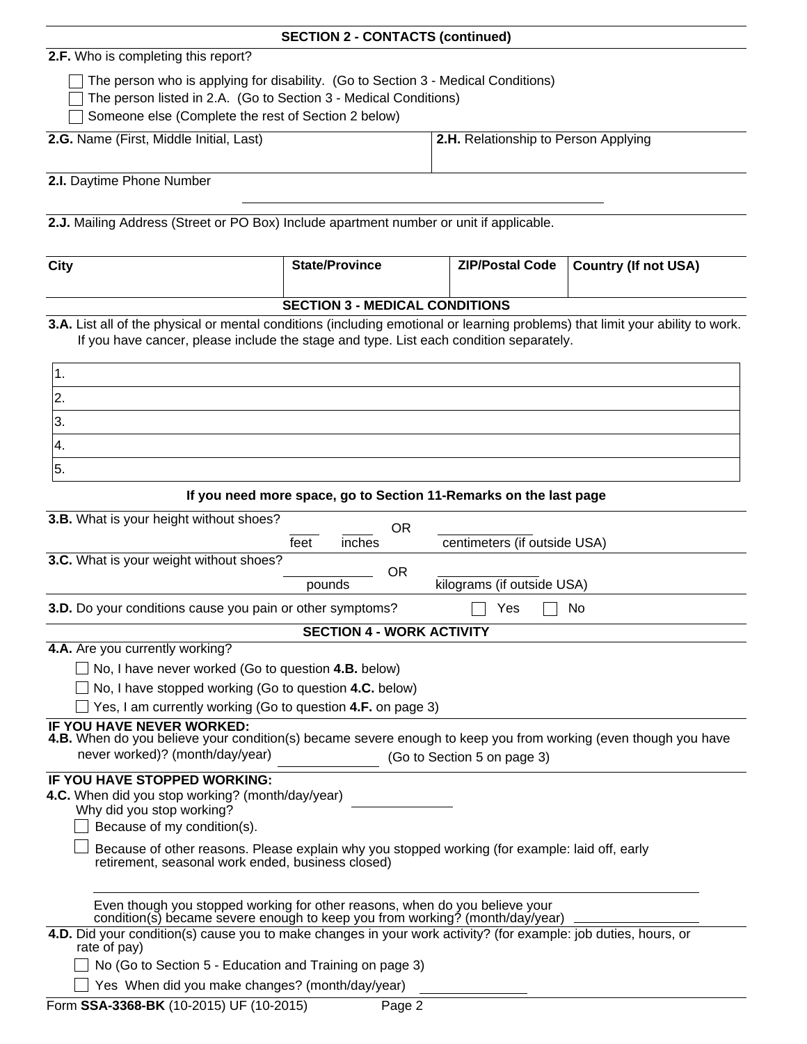## SECTION 2 - CONTACTS (continued)

**2.F.** Who is completing this report?

- ☐ The person who is applying for disability. (Go to Section 3 - Medical Conditions)
- ☐ The person listed in 2.A. (Go to Section 3 - Medical Conditions)
- ☐ Someone else (Complete the rest of Section 2 below)

| **2.G.** Name (First, Middle Initial, Last) | **2.H.** Relationship to Person Applying |
|---|---|
| | |

**2.I.** Daytime Phone Number ______________________________

**2.J.** Mailing Address (Street or PO Box) Include apartment number or unit if applicable.

| City | State/Province | ZIP/Postal Code | Country (If not USA) |
|---|---|---|---|
| | | | |

## SECTION 3 - MEDICAL CONDITIONS

**3.A.** List all of the physical or mental conditions (including emotional or learning problems) that limit your ability to work. If you have cancer, please include the stage and type. List each condition separately.

| |
|---|
| 1. |
| 2. |
| 3. |
| 4. |
| 5. |

**If you need more space, go to Section 11-Remarks on the last page**

**3.B.** What is your height without shoes? ____ feet ____ inches OR ____________ centimeters (if outside USA)

**3.C.** What is your weight without shoes? ____________ pounds OR ____________ kilograms (if outside USA)

**3.D.** Do your conditions cause you pain or other symptoms? ☐ Yes ☐ No

## SECTION 4 - WORK ACTIVITY

**4.A.** Are you currently working?

- ☐ No, I have never worked (Go to question **4.B.** below)
- ☐ No, I have stopped working (Go to question **4.C.** below)
- ☐ Yes, I am currently working (Go to question **4.F.** on page 3)

**IF YOU HAVE NEVER WORKED:**

**4.B.** When do you believe your condition(s) became severe enough to keep you from working (even though you have never worked)? (month/day/year) ____________ (Go to Section 5 on page 3)

**IF YOU HAVE STOPPED WORKING:**

**4.C.** When did you stop working? (month/day/year) ____________

Why did you stop working?

- ☐ Because of my condition(s).
- ☐ Because of other reasons. Please explain why you stopped working (for example: laid off, early retirement, seasonal work ended, business closed)

______________________________________________________________

Even though you stopped working for other reasons, when do you believe your condition(s) became severe enough to keep you from working? (month/day/year) ____________

**4.D.** Did your condition(s) cause you to make changes in your work activity? (for example: job duties, hours, or rate of pay)

- ☐ No (Go to Section 5 - Education and Training on page 3)
- ☐ Yes When did you make changes? (month/day/year) ____________

Form **SSA-3368-BK** (10-2015) UF (10-2015)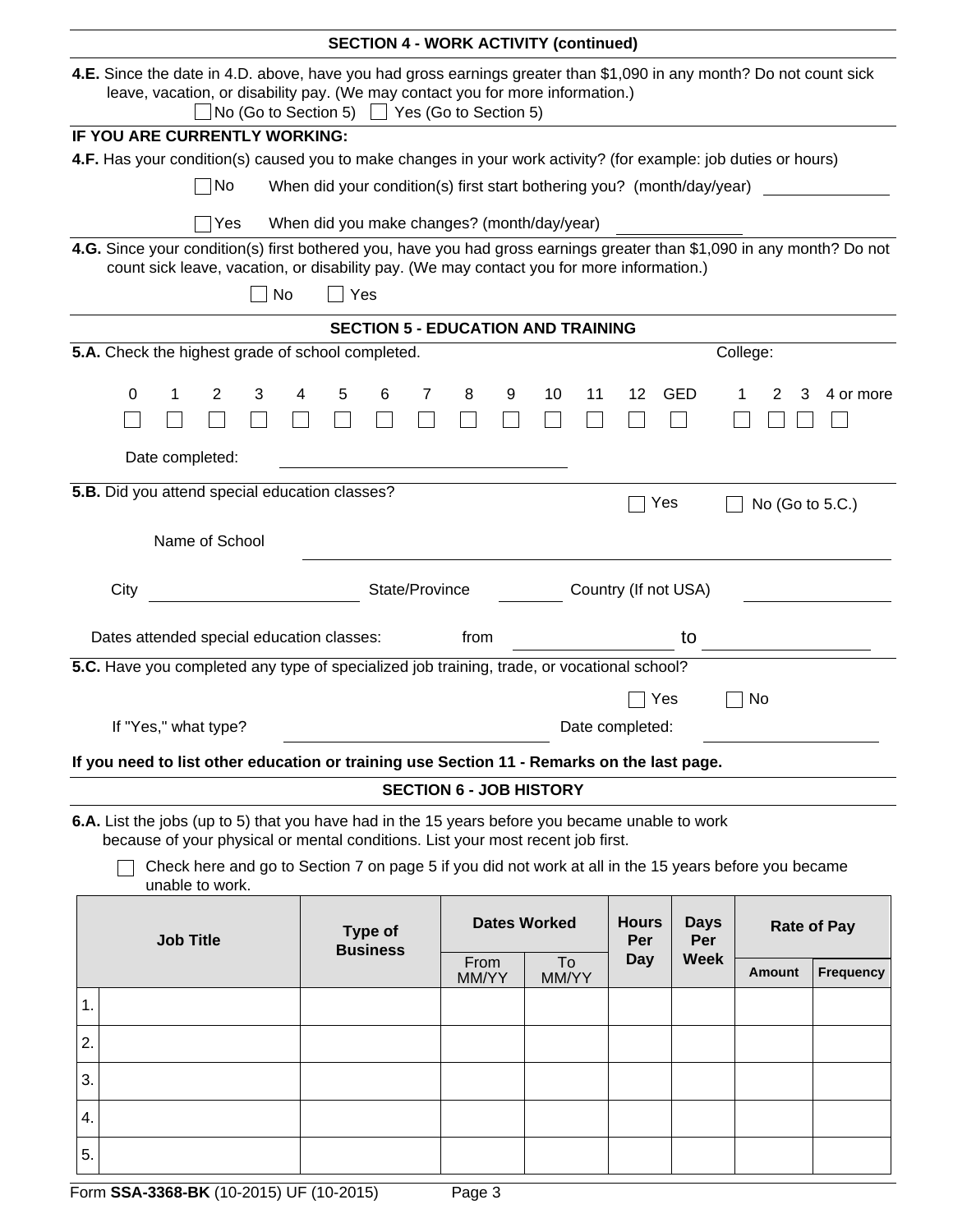## SECTION 4 - WORK ACTIVITY (continued)

**4.E.** Since the date in 4.D. above, have you had gross earnings greater than $1,090 in any month? Do not count sick leave, vacation, or disability pay. (We may contact you for more information.)

☐ No (Go to Section 5) ☐ Yes (Go to Section 5)

**IF YOU ARE CURRENTLY WORKING:**

**4.F.** Has your condition(s) caused you to make changes in your work activity? (for example: job duties or hours)

☐ No When did your condition(s) first start bothering you? (month/day/year) ______________

☐ Yes When did you make changes? (month/day/year) ______________

**4.G.** Since your condition(s) first bothered you, have you had gross earnings greater than $1,090 in any month? Do not count sick leave, vacation, or disability pay. (We may contact you for more information.)

☐ No ☐ Yes

## SECTION 5 - EDUCATION AND TRAINING

**5.A.** Check the highest grade of school completed.

| 0 | 1 | 2 | 3 | 4 | 5 | 6 | 7 | 8 | 9 | 10 | 11 | 12 | GED | College: 1 | 2 | 3 | 4 or more |
|---|---|---|---|---|---|---|---|---|---|---|---|---|---|---|---|---|---|
| ☐ | ☐ | ☐ | ☐ | ☐ | ☐ | ☐ | ☐ | ☐ | ☐ | ☐ | ☐ | ☐ | ☐ | ☐ | ☐ | ☐ | ☐ |

Date completed: ______________________________

**5.B.** Did you attend special education classes? ☐ Yes ☐ No (Go to 5.C.)

Name of School ______________________________

City ______________ State/Province ________ Country (If not USA) ______________

Dates attended special education classes: from ______________ to ______________

**5.C.** Have you completed any type of specialized job training, trade, or vocational school?

☐ Yes ☐ No

If "Yes," what type? ______________________ Date completed: ______________

**If you need to list other education or training use Section 11 - Remarks on the last page.**

## SECTION 6 - JOB HISTORY

**6.A.** List the jobs (up to 5) that you have had in the 15 years before you became unable to work because of your physical or mental conditions. List your most recent job first.

☐ Check here and go to Section 7 on page 5 if you did not work at all in the 15 years before you became unable to work.

| | Job Title | Type of Business | Dates Worked | | Hours Per Day | Days Per Week | Rate of Pay | |
|---|---|---|---|---|---|---|---|---|
| | | | From MM/YY | To MM/YY | | | Amount | Frequency |
| 1. | | | | | | | | |
| 2. | | | | | | | | |
| 3. | | | | | | | | |
| 4. | | | | | | | | |
| 5. | | | | | | | | |

Form **SSA-3368-BK** (10-2015) UF (10-2015)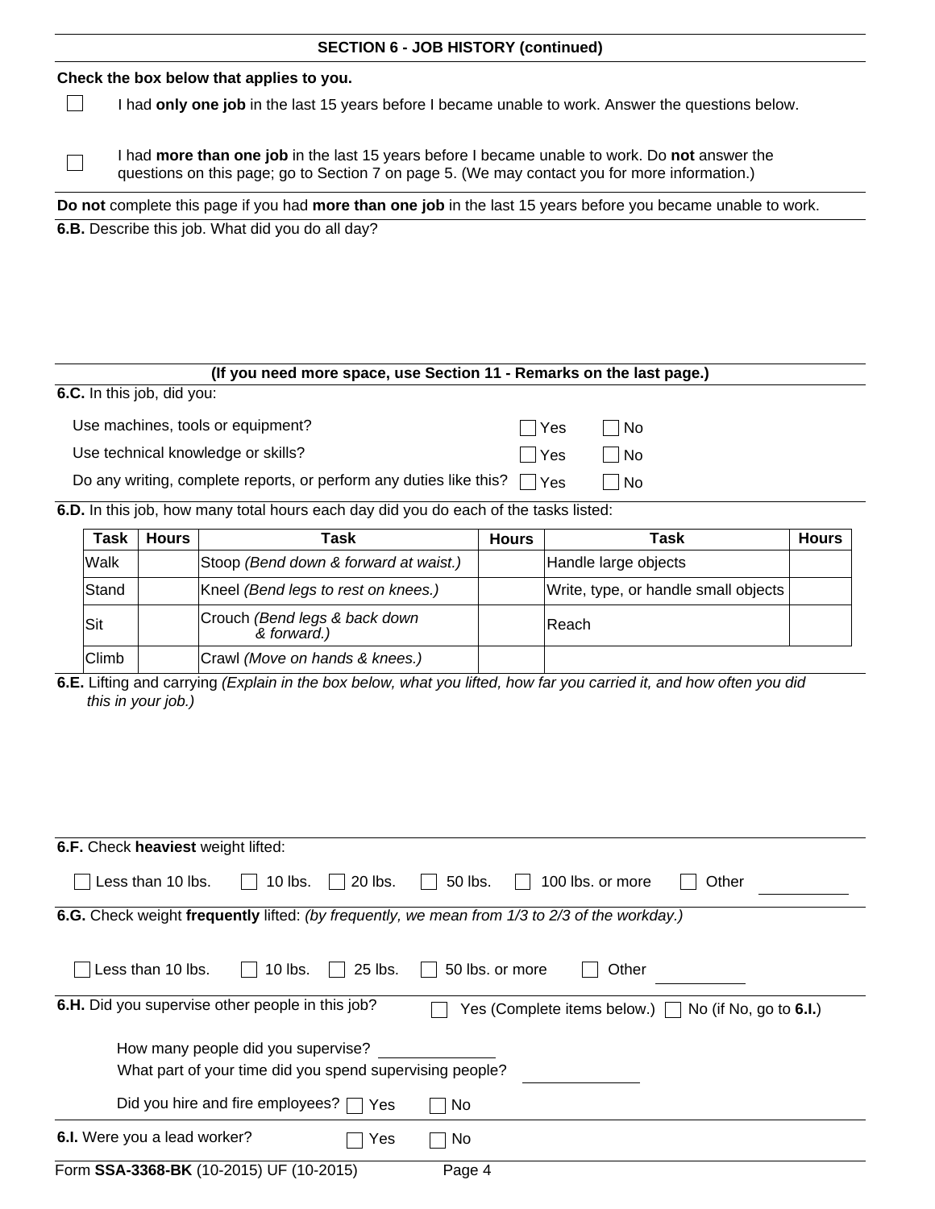## SECTION 6 - JOB HISTORY (continued)

**Check the box below that applies to you.**

☐ I had **only one job** in the last 15 years before I became unable to work. Answer the questions below.

☐ I had **more than one job** in the last 15 years before I became unable to work. Do **not** answer the questions on this page; go to Section 7 on page 5. (We may contact you for more information.)

**Do not** complete this page if you had **more than one job** in the last 15 years before you became unable to work.

**6.B.** Describe this job. What did you do all day?

**(If you need more space, use Section 11 - Remarks on the last page.)**

**6.C.** In this job, did you:

| | | |
|---|---|---|
| Use machines, tools or equipment? | ☐ Yes | ☐ No |
| Use technical knowledge or skills? | ☐ Yes | ☐ No |
| Do any writing, complete reports, or perform any duties like this? | ☐ Yes | ☐ No |

**6.D.** In this job, how many total hours each day did you do each of the tasks listed:

| Task | Hours | Task | Hours | Task | Hours |
|---|---|---|---|---|---|
| Walk | | Stoop *(Bend down & forward at waist.)* | | Handle large objects | |
| Stand | | Kneel *(Bend legs to rest on knees.)* | | Write, type, or handle small objects | |
| Sit | | Crouch *(Bend legs & back down & forward.)* | | Reach | |
| Climb | | Crawl *(Move on hands & knees.)* | | | |

**6.E.** Lifting and carrying *(Explain in the box below, what you lifted, how far you carried it, and how often you did this in your job.)*

**6.F.** Check **heaviest** weight lifted:

☐ Less than 10 lbs. ☐ 10 lbs. ☐ 20 lbs. ☐ 50 lbs. ☐ 100 lbs. or more ☐ Other ____________

**6.G.** Check weight **frequently** lifted: *(by frequently, we mean from 1/3 to 2/3 of the workday.)*

☐ Less than 10 lbs. ☐ 10 lbs. ☐ 25 lbs. ☐ 50 lbs. or more ☐ Other ____________

**6.H.** Did you supervise other people in this job? ☐ Yes (Complete items below.) ☐ No (if No, go to **6.I.**)

How many people did you supervise? ____________

What part of your time did you spend supervising people? ____________

Did you hire and fire employees? ☐ Yes ☐ No

**6.I.** Were you a lead worker? ☐ Yes ☐ No

Form **SSA-3368-BK** (10-2015) UF (10-2015)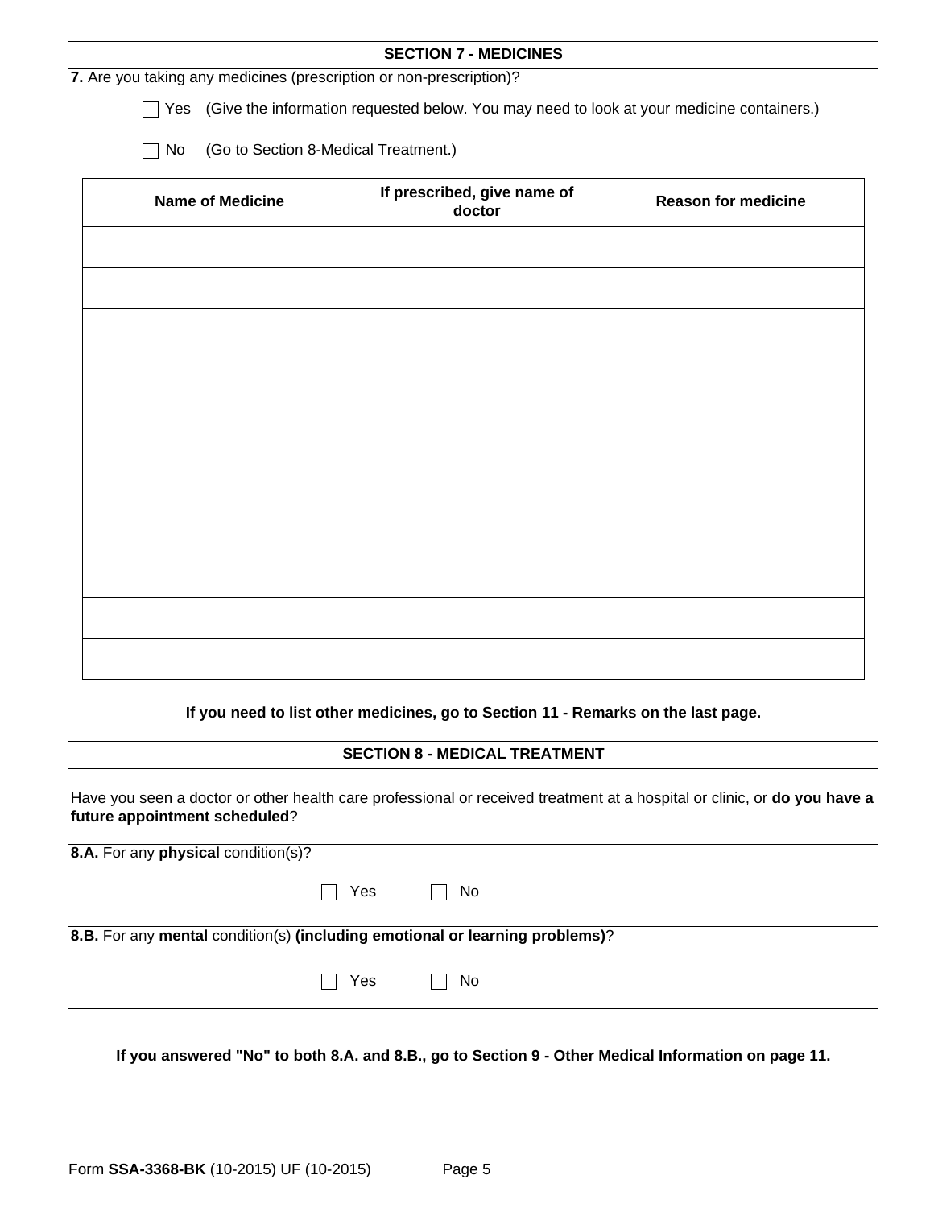## SECTION 7 - MEDICINES

**7.** Are you taking any medicines (prescription or non-prescription)?

☐ Yes (Give the information requested below. You may need to look at your medicine containers.)

☐ No (Go to Section 8-Medical Treatment.)

| Name of Medicine | If prescribed, give name of doctor | Reason for medicine |
|---|---|---|
| | | |
| | | |
| | | |
| | | |
| | | |
| | | |
| | | |
| | | |
| | | |
| | | |
| | | |

**If you need to list other medicines, go to Section 11 - Remarks on the last page.**

## SECTION 8 - MEDICAL TREATMENT

Have you seen a doctor or other health care professional or received treatment at a hospital or clinic, or **do you have a future appointment scheduled**?

**8.A.** For any **physical** condition(s)?

☐ Yes ☐ No

**8.B.** For any **mental** condition(s) **(including emotional or learning problems)**?

☐ Yes ☐ No

**If you answered "No" to both 8.A. and 8.B., go to Section 9 - Other Medical Information on page 11.**

Form **SSA-3368-BK** (10-2015) UF (10-2015)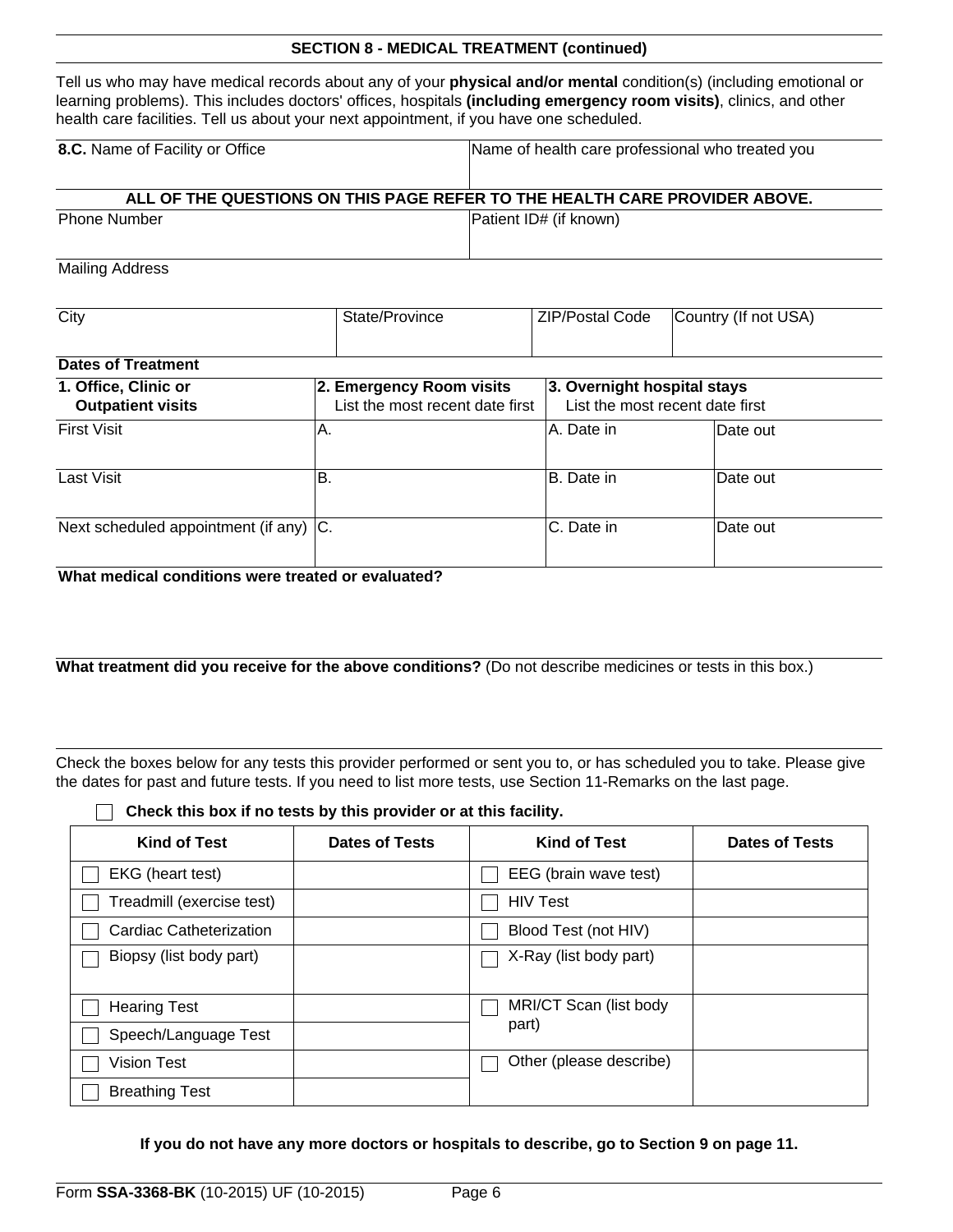## SECTION 8 - MEDICAL TREATMENT (continued)

Tell us who may have medical records about any of your **physical and/or mental** condition(s) (including emotional or learning problems). This includes doctors' offices, hospitals **(including emergency room visits)**, clinics, and other health care facilities. Tell us about your next appointment, if you have one scheduled.

| **8.C.** Name of Facility or Office | Name of health care professional who treated you |
|---|---|
| | |

**ALL OF THE QUESTIONS ON THIS PAGE REFER TO THE HEALTH CARE PROVIDER ABOVE.**

| Phone Number | Patient ID# (if known) |
|---|---|
| | |

Mailing Address

| City | State/Province | ZIP/Postal Code | Country (If not USA) |
|---|---|---|---|
| | | | |

**Dates of Treatment**

| **1. Office, Clinic or Outpatient visits** | **2. Emergency Room visits** List the most recent date first | **3. Overnight hospital stays** List the most recent date first | |
|---|---|---|---|
| First Visit | A. | A. Date in | Date out |
| Last Visit | B. | B. Date in | Date out |
| Next scheduled appointment (if any) | C. | C. Date in | Date out |

**What medical conditions were treated or evaluated?**

**What treatment did you receive for the above conditions?** (Do not describe medicines or tests in this box.)

Check the boxes below for any tests this provider performed or sent you to, or has scheduled you to take. Please give the dates for past and future tests. If you need to list more tests, use Section 11-Remarks on the last page.

☐ **Check this box if no tests by this provider or at this facility.**

| Kind of Test | Dates of Tests | Kind of Test | Dates of Tests |
|---|---|---|---|
| ☐ EKG (heart test) | | ☐ EEG (brain wave test) | |
| ☐ Treadmill (exercise test) | | ☐ HIV Test | |
| ☐ Cardiac Catheterization | | ☐ Blood Test (not HIV) | |
| ☐ Biopsy (list body part) | | ☐ X-Ray (list body part) | |
| ☐ Hearing Test | | ☐ MRI/CT Scan (list body part) | |
| ☐ Speech/Language Test | | | |
| ☐ Vision Test | | ☐ Other (please describe) | |
| ☐ Breathing Test | | | |

**If you do not have any more doctors or hospitals to describe, go to Section 9 on page 11.**

Form **SSA-3368-BK** (10-2015) UF (10-2015)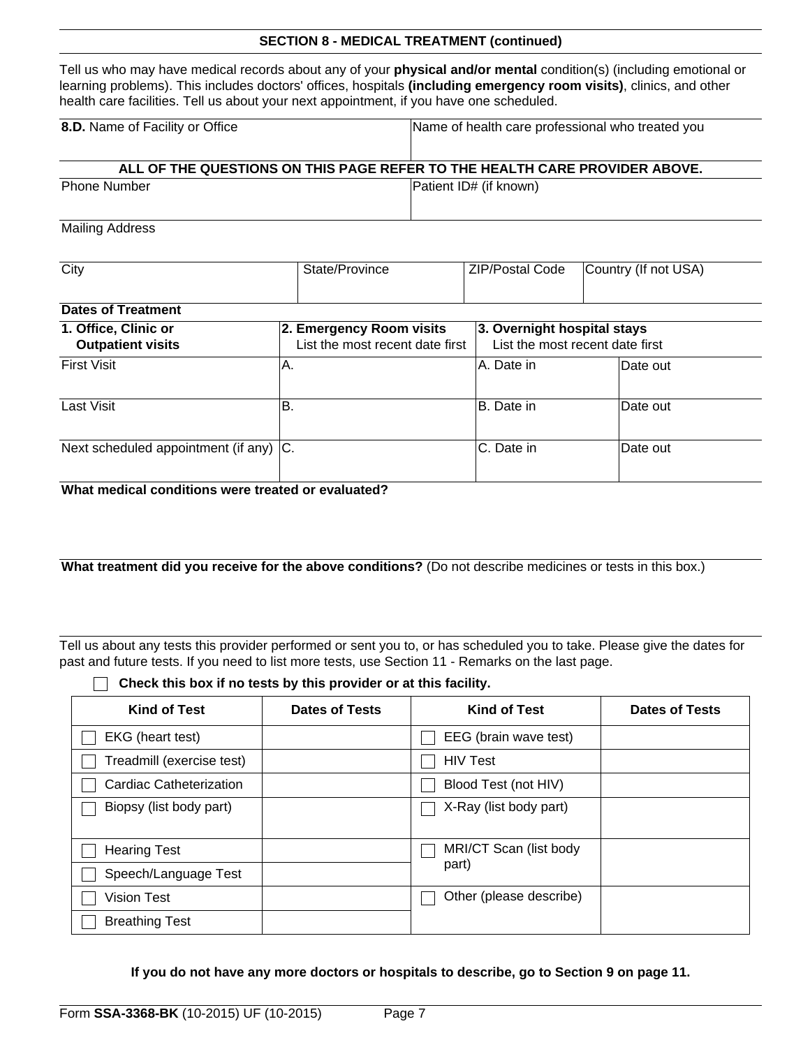## SECTION 8 - MEDICAL TREATMENT (continued)

Tell us who may have medical records about any of your **physical and/or mental** condition(s) (including emotional or learning problems). This includes doctors' offices, hospitals **(including emergency room visits)**, clinics, and other health care facilities. Tell us about your next appointment, if you have one scheduled.

| **8.D.** Name of Facility or Office | Name of health care professional who treated you |
|---|---|
| | |

**ALL OF THE QUESTIONS ON THIS PAGE REFER TO THE HEALTH CARE PROVIDER ABOVE.**

| Phone Number | Patient ID# (if known) |
|---|---|
| | |

Mailing Address

| City | State/Province | ZIP/Postal Code | Country (If not USA) |
|---|---|---|---|
| | | | |

**Dates of Treatment**

| **1. Office, Clinic or Outpatient visits** | **2. Emergency Room visits** List the most recent date first | **3. Overnight hospital stays** List the most recent date first | |
|---|---|---|---|
| First Visit | A. | A. Date in | Date out |
| Last Visit | B. | B. Date in | Date out |
| Next scheduled appointment (if any) | C. | C. Date in | Date out |

**What medical conditions were treated or evaluated?**

**What treatment did you receive for the above conditions?** (Do not describe medicines or tests in this box.)

Tell us about any tests this provider performed or sent you to, or has scheduled you to take. Please give the dates for past and future tests. If you need to list more tests, use Section 11 - Remarks on the last page.

☐ **Check this box if no tests by this provider or at this facility.**

| Kind of Test | Dates of Tests | Kind of Test | Dates of Tests |
|---|---|---|---|
| ☐ EKG (heart test) | | ☐ EEG (brain wave test) | |
| ☐ Treadmill (exercise test) | | ☐ HIV Test | |
| ☐ Cardiac Catheterization | | ☐ Blood Test (not HIV) | |
| ☐ Biopsy (list body part) | | ☐ X-Ray (list body part) | |
| ☐ Hearing Test | | ☐ MRI/CT Scan (list body part) | |
| ☐ Speech/Language Test | | | |
| ☐ Vision Test | | ☐ Other (please describe) | |
| ☐ Breathing Test | | | |

**If you do not have any more doctors or hospitals to describe, go to Section 9 on page 11.**

Form **SSA-3368-BK** (10-2015) UF (10-2015)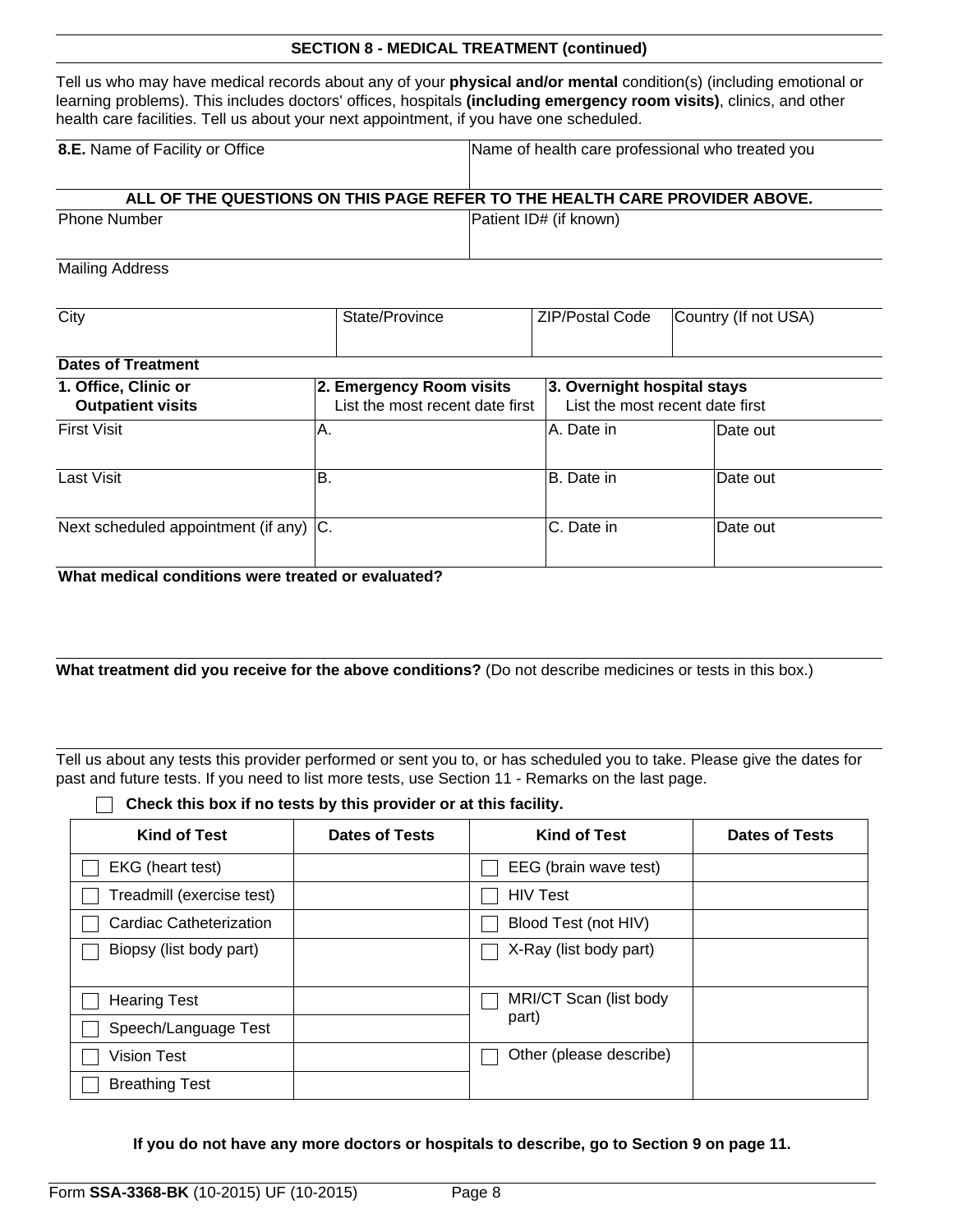## SECTION 8 - MEDICAL TREATMENT (continued)

Tell us who may have medical records about any of your **physical and/or mental** condition(s) (including emotional or learning problems). This includes doctors' offices, hospitals **(including emergency room visits)**, clinics, and other health care facilities. Tell us about your next appointment, if you have one scheduled.

| **8.E.** Name of Facility or Office | Name of health care professional who treated you |
|---|---|
| | |

**ALL OF THE QUESTIONS ON THIS PAGE REFER TO THE HEALTH CARE PROVIDER ABOVE.**

| Phone Number | Patient ID# (if known) |
|---|---|
| | |

Mailing Address

| City | State/Province | ZIP/Postal Code | Country (If not USA) |
|---|---|---|---|
| | | | |

**Dates of Treatment**

| **1. Office, Clinic or Outpatient visits** | **2. Emergency Room visits** List the most recent date first | **3. Overnight hospital stays** List the most recent date first | |
|---|---|---|---|
| First Visit | A. | A. Date in | Date out |
| Last Visit | B. | B. Date in | Date out |
| Next scheduled appointment (if any) | C. | C. Date in | Date out |

**What medical conditions were treated or evaluated?**

**What treatment did you receive for the above conditions?** (Do not describe medicines or tests in this box.)

Tell us about any tests this provider performed or sent you to, or has scheduled you to take. Please give the dates for past and future tests. If you need to list more tests, use Section 11 - Remarks on the last page.

☐ **Check this box if no tests by this provider or at this facility.**

| Kind of Test | Dates of Tests | Kind of Test | Dates of Tests |
|---|---|---|---|
| ☐ EKG (heart test) | | ☐ EEG (brain wave test) | |
| ☐ Treadmill (exercise test) | | ☐ HIV Test | |
| ☐ Cardiac Catheterization | | ☐ Blood Test (not HIV) | |
| ☐ Biopsy (list body part) | | ☐ X-Ray (list body part) | |
| ☐ Hearing Test | | ☐ MRI/CT Scan (list body part) | |
| ☐ Speech/Language Test | | | |
| ☐ Vision Test | | ☐ Other (please describe) | |
| ☐ Breathing Test | | | |

**If you do not have any more doctors or hospitals to describe, go to Section 9 on page 11.**

Form **SSA-3368-BK** (10-2015) UF (10-2015)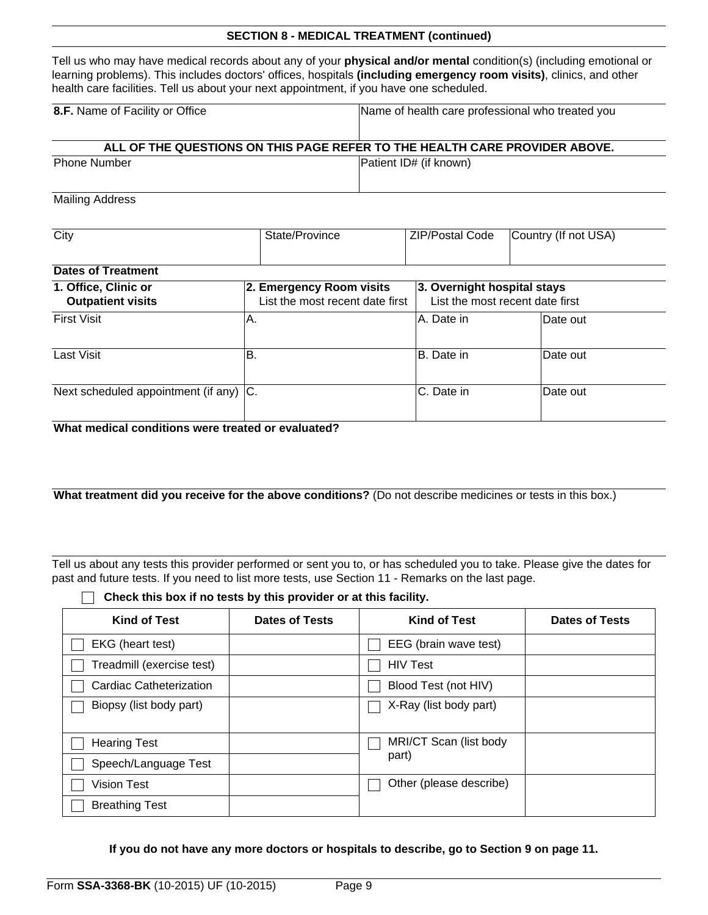## SECTION 8 - MEDICAL TREATMENT (continued)

Tell us who may have medical records about any of your **physical and/or mental** condition(s) (including emotional or learning problems). This includes doctors' offices, hospitals **(including emergency room visits)**, clinics, and other health care facilities. Tell us about your next appointment, if you have one scheduled.

| **8.F.** Name of Facility or Office | Name of health care professional who treated you |
|---|---|
| | |

**ALL OF THE QUESTIONS ON THIS PAGE REFER TO THE HEALTH CARE PROVIDER ABOVE.**

| Phone Number | Patient ID# (if known) |
|---|---|
| | |

Mailing Address

| City | State/Province | ZIP/Postal Code | Country (If not USA) |
|---|---|---|---|
| | | | |

**Dates of Treatment**

| **1. Office, Clinic or Outpatient visits** | **2. Emergency Room visits** List the most recent date first | **3. Overnight hospital stays** List the most recent date first | |
|---|---|---|---|
| First Visit | A. | A. Date in | Date out |
| Last Visit | B. | B. Date in | Date out |
| Next scheduled appointment (if any) | C. | C. Date in | Date out |

**What medical conditions were treated or evaluated?**

**What treatment did you receive for the above conditions?** (Do not describe medicines or tests in this box.)

Tell us about any tests this provider performed or sent you to, or has scheduled you to take. Please give the dates for past and future tests. If you need to list more tests, use Section 11 - Remarks on the last page.

☐ **Check this box if no tests by this provider or at this facility.**

| Kind of Test | Dates of Tests | Kind of Test | Dates of Tests |
|---|---|---|---|
| ☐ EKG (heart test) | | ☐ EEG (brain wave test) | |
| ☐ Treadmill (exercise test) | | ☐ HIV Test | |
| ☐ Cardiac Catheterization | | ☐ Blood Test (not HIV) | |
| ☐ Biopsy (list body part) | | ☐ X-Ray (list body part) | |
| ☐ Hearing Test | | ☐ MRI/CT Scan (list body part) | |
| ☐ Speech/Language Test | | | |
| ☐ Vision Test | | ☐ Other (please describe) | |
| ☐ Breathing Test | | | |

**If you do not have any more doctors or hospitals to describe, go to Section 9 on page 11.**

Form **SSA-3368-BK** (10-2015) UF (10-2015)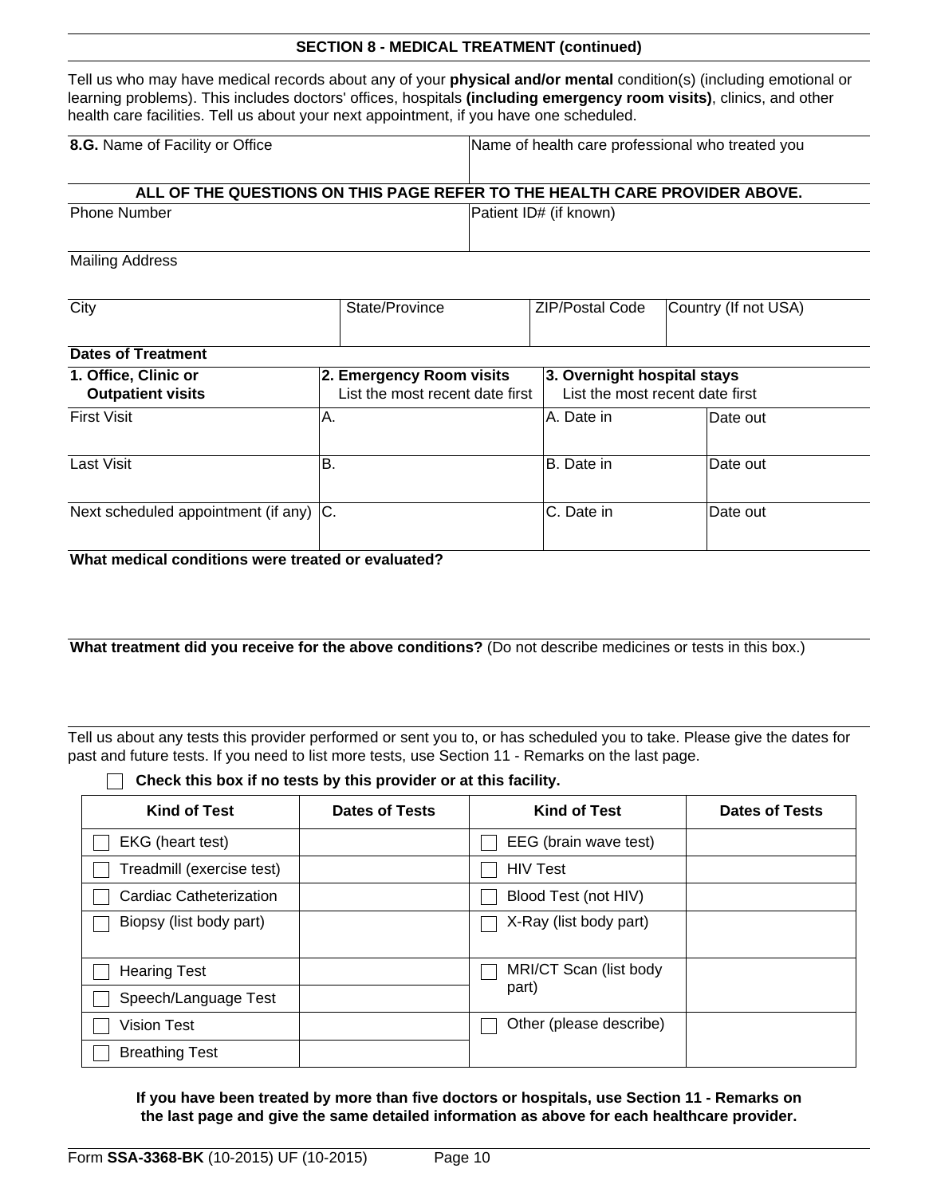## SECTION 8 - MEDICAL TREATMENT (continued)

Tell us who may have medical records about any of your **physical and/or mental** condition(s) (including emotional or learning problems). This includes doctors' offices, hospitals **(including emergency room visits)**, clinics, and other health care facilities. Tell us about your next appointment, if you have one scheduled.

| **8.G.** Name of Facility or Office | Name of health care professional who treated you |
|---|---|
| | |

**ALL OF THE QUESTIONS ON THIS PAGE REFER TO THE HEALTH CARE PROVIDER ABOVE.**

| Phone Number | Patient ID# (if known) |
|---|---|
| | |

Mailing Address

| City | State/Province | ZIP/Postal Code | Country (If not USA) |
|---|---|---|---|
| | | | |

**Dates of Treatment**

| **1. Office, Clinic or Outpatient visits** | **2. Emergency Room visits** List the most recent date first | **3. Overnight hospital stays** List the most recent date first | |
|---|---|---|---|
| First Visit | A. | A. Date in | Date out |
| Last Visit | B. | B. Date in | Date out |
| Next scheduled appointment (if any) | C. | C. Date in | Date out |

**What medical conditions were treated or evaluated?**

**What treatment did you receive for the above conditions?** (Do not describe medicines or tests in this box.)

Tell us about any tests this provider performed or sent you to, or has scheduled you to take. Please give the dates for past and future tests. If you need to list more tests, use Section 11 - Remarks on the last page.

☐ **Check this box if no tests by this provider or at this facility.**

| Kind of Test | Dates of Tests | Kind of Test | Dates of Tests |
|---|---|---|---|
| ☐ EKG (heart test) | | ☐ EEG (brain wave test) | |
| ☐ Treadmill (exercise test) | | ☐ HIV Test | |
| ☐ Cardiac Catheterization | | ☐ Blood Test (not HIV) | |
| ☐ Biopsy (list body part) | | ☐ X-Ray (list body part) | |
| ☐ Hearing Test | | ☐ MRI/CT Scan (list body part) | |
| ☐ Speech/Language Test | | | |
| ☐ Vision Test | | ☐ Other (please describe) | |
| ☐ Breathing Test | | | |

**If you have been treated by more than five doctors or hospitals, use Section 11 - Remarks on the last page and give the same detailed information as above for each healthcare provider.**

Form **SSA-3368-BK** (10-2015) UF (10-2015)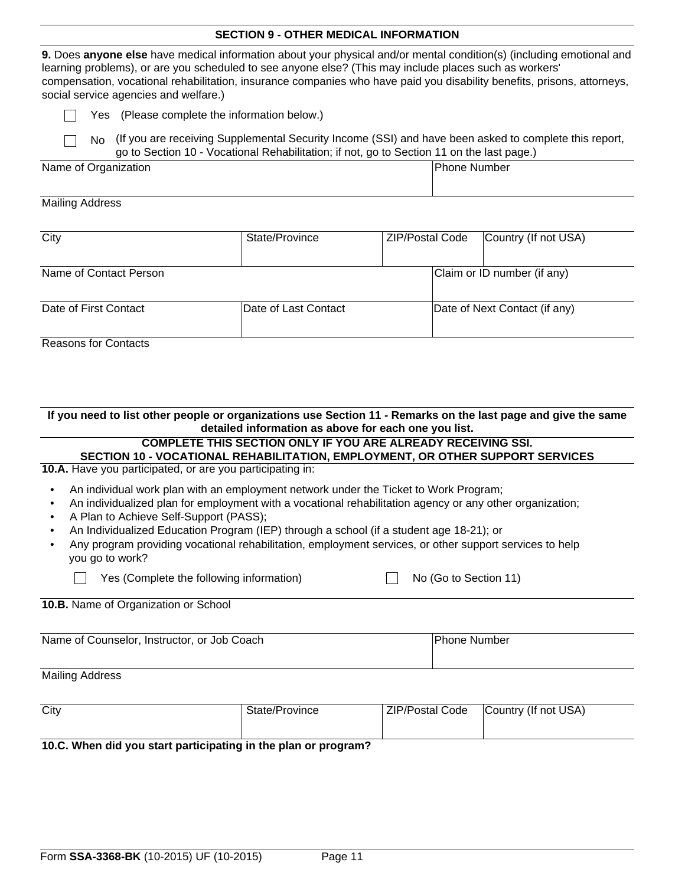## SECTION 9 - OTHER MEDICAL INFORMATION

**9.** Does **anyone else** have medical information about your physical and/or mental condition(s) (including emotional and learning problems), or are you scheduled to see anyone else? (This may include places such as workers' compensation, vocational rehabilitation, insurance companies who have paid you disability benefits, prisons, attorneys, social service agencies and welfare.)

☐ Yes (Please complete the information below.)

☐ No (If you are receiving Supplemental Security Income (SSI) and have been asked to complete this report, go to Section 10 - Vocational Rehabilitation; if not, go to Section 11 on the last page.)

| Name of Organization | | | Phone Number |
|---|---|---|---|
| Mailing Address | | | |
| City | State/Province | ZIP/Postal Code | Country (If not USA) |
| Name of Contact Person | | | Claim or ID number (if any) |
| Date of First Contact | Date of Last Contact | | Date of Next Contact (if any) |

Reasons for Contacts

**If you need to list other people or organizations use Section 11 - Remarks on the last page and give the same detailed information as above for each one you list.**

**COMPLETE THIS SECTION ONLY IF YOU ARE ALREADY RECEIVING SSI.**

## SECTION 10 - VOCATIONAL REHABILITATION, EMPLOYMENT, OR OTHER SUPPORT SERVICES

**10.A.** Have you participated, or are you participating in:

- An individual work plan with an employment network under the Ticket to Work Program;
- An individualized plan for employment with a vocational rehabilitation agency or any other organization;
- A Plan to Achieve Self-Support (PASS);
- An Individualized Education Program (IEP) through a school (if a student age 18-21); or
- Any program providing vocational rehabilitation, employment services, or other support services to help you go to work?

☐ Yes (Complete the following information) ☐ No (Go to Section 11)

**10.B.** Name of Organization or School

| Name of Counselor, Instructor, or Job Coach | | | Phone Number |
|---|---|---|---|
| Mailing Address | | | |
| City | State/Province | ZIP/Postal Code | Country (If not USA) |

**10.C. When did you start participating in the plan or program?**

Form **SSA-3368-BK** (10-2015) UF (10-2015) Page 11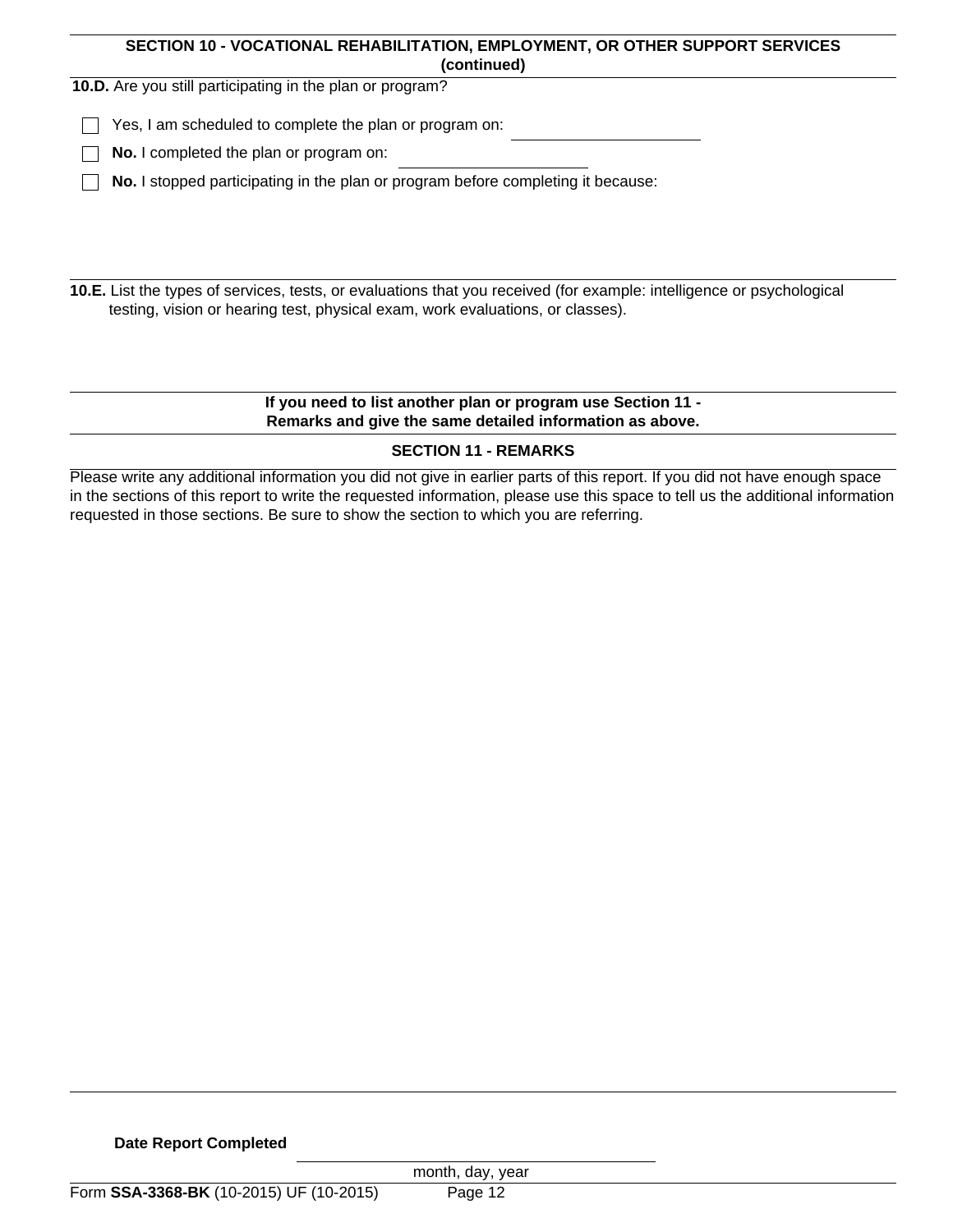## SECTION 10 - VOCATIONAL REHABILITATION, EMPLOYMENT, OR OTHER SUPPORT SERVICES (continued)

**10.D.** Are you still participating in the plan or program?

- ☐ Yes, I am scheduled to complete the plan or program on: ____________________
- ☐ **No.** I completed the plan or program on: ____________________
- ☐ **No.** I stopped participating in the plan or program before completing it because:

**10.E.** List the types of services, tests, or evaluations that you received (for example: intelligence or psychological testing, vision or hearing test, physical exam, work evaluations, or classes).

**If you need to list another plan or program use Section 11 - Remarks and give the same detailed information as above.**

## SECTION 11 - REMARKS

Please write any additional information you did not give in earlier parts of this report. If you did not have enough space in the sections of this report to write the requested information, please use this space to tell us the additional information requested in those sections. Be sure to show the section to which you are referring.

**Date Report Completed** ____________________
month, day, year

Form **SSA-3368-BK** (10-2015) UF (10-2015)